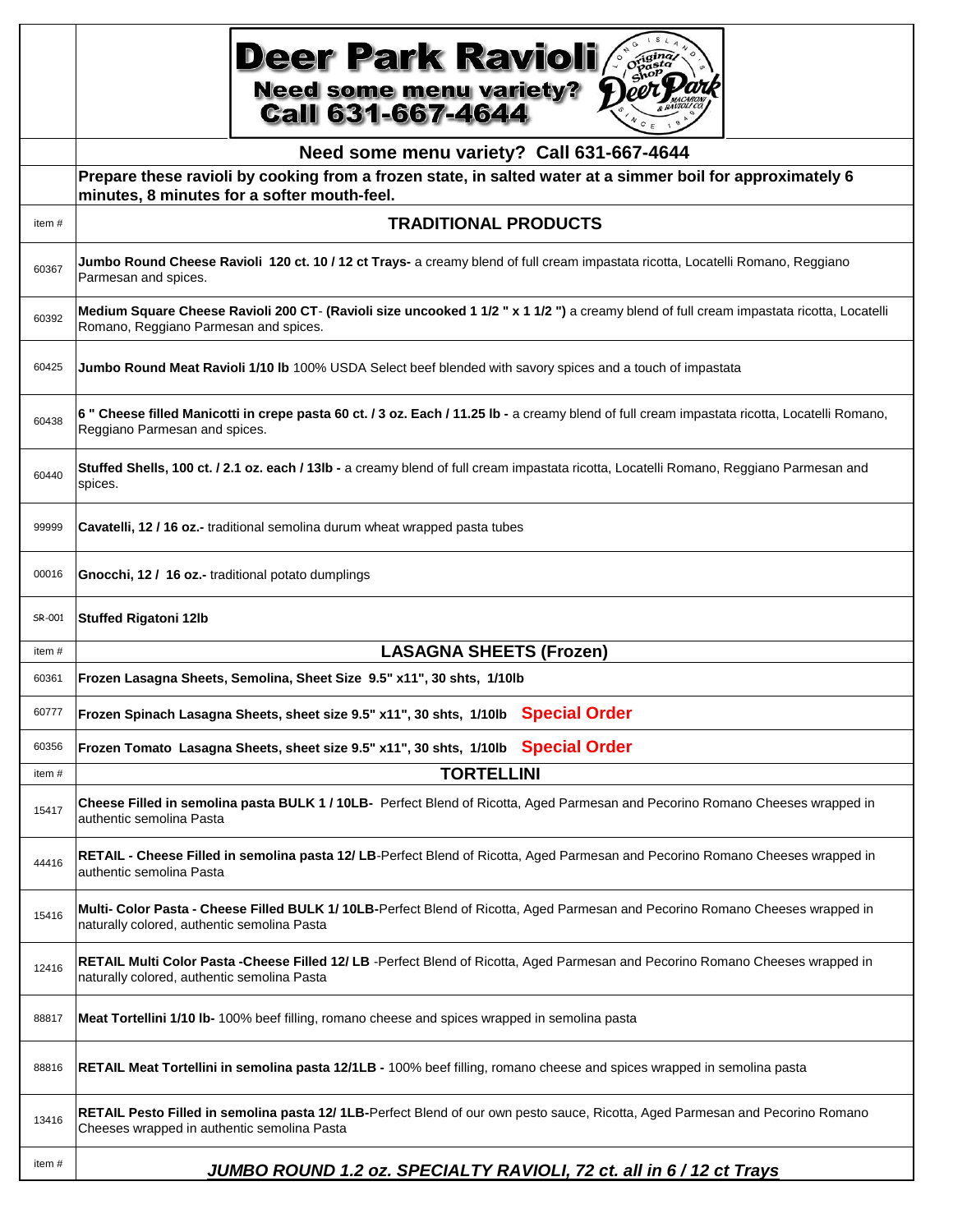# Deer Park Ravioli

**Need some menu variety? Call 631-667-4644**

**Need some menu variety? Call 631-667-4644**

**Prepare these ravioli by cooking from a frozen state, in salted water at a simmer boil for approximately 6 minutes, 8 minutes for a softer mouth-feel.**

| item # | TRADITIONAL PRODUCTS |
|---|---|
| 60367 | **Jumbo Round Cheese Ravioli 120 ct. 10 / 12 ct Trays-** a creamy blend of full cream impastata ricotta, Locatelli Romano, Reggiano Parmesan and spices. |
| 60392 | **Medium Square Cheese Ravioli 200 CT- (Ravioli size uncooked 1 1/2 " x 1 1/2 ")** a creamy blend of full cream impastata ricotta, Locatelli Romano, Reggiano Parmesan and spices. |
| 60425 | **Jumbo Round Meat Ravioli 1/10 lb** 100% USDA Select beef blended with savory spices and a touch of impastata |
| 60438 | **6 " Cheese filled Manicotti in crepe pasta 60 ct. / 3 oz. Each / 11.25 lb -** a creamy blend of full cream impastata ricotta, Locatelli Romano, Reggiano Parmesan and spices. |
| 60440 | **Stuffed Shells, 100 ct. / 2.1 oz. each / 13lb -** a creamy blend of full cream impastata ricotta, Locatelli Romano, Reggiano Parmesan and spices. |
| 99999 | **Cavatelli, 12 / 16 oz.-** traditional semolina durum wheat wrapped pasta tubes |
| 00016 | **Gnocchi, 12 / 16 oz.-** traditional potato dumplings |
| SR-001 | **Stuffed Rigatoni 12lb** |
| item # | **LASAGNA SHEETS (Frozen)** |
| 60361 | **Frozen Lasagna Sheets, Semolina, Sheet Size 9.5" x11", 30 shts, 1/10lb** |
| 60777 | **Frozen Spinach Lasagna Sheets, sheet size 9.5" x11", 30 shts, 1/10lb** **Special Order** |
| 60356 | **Frozen Tomato Lasagna Sheets, sheet size 9.5" x11", 30 shts, 1/10lb** **Special Order** |
| item # | **TORTELLINI** |
| 15417 | **Cheese Filled in semolina pasta BULK 1 / 10LB-** Perfect Blend of Ricotta, Aged Parmesan and Pecorino Romano Cheeses wrapped in authentic semolina Pasta |
| 44416 | **RETAIL - Cheese Filled in semolina pasta 12/ LB**-Perfect Blend of Ricotta, Aged Parmesan and Pecorino Romano Cheeses wrapped in authentic semolina Pasta |
| 15416 | **Multi- Color Pasta - Cheese Filled BULK 1/ 10LB-**Perfect Blend of Ricotta, Aged Parmesan and Pecorino Romano Cheeses wrapped in naturally colored, authentic semolina Pasta |
| 12416 | **RETAIL Multi Color Pasta -Cheese Filled 12/ LB** -Perfect Blend of Ricotta, Aged Parmesan and Pecorino Romano Cheeses wrapped in naturally colored, authentic semolina Pasta |
| 88817 | **Meat Tortellini 1/10 lb-** 100% beef filling, romano cheese and spices wrapped in semolina pasta |
| 88816 | **RETAIL Meat Tortellini in semolina pasta 12/1LB -** 100% beef filling, romano cheese and spices wrapped in semolina pasta |
| 13416 | **RETAIL Pesto Filled in semolina pasta 12/ 1LB-**Perfect Blend of our own pesto sauce, Ricotta, Aged Parmesan and Pecorino Romano Cheeses wrapped in authentic semolina Pasta |
| item # | ***JUMBO ROUND 1.2 oz. SPECIALTY RAVIOLI, 72 ct. all in 6 / 12 ct Trays*** |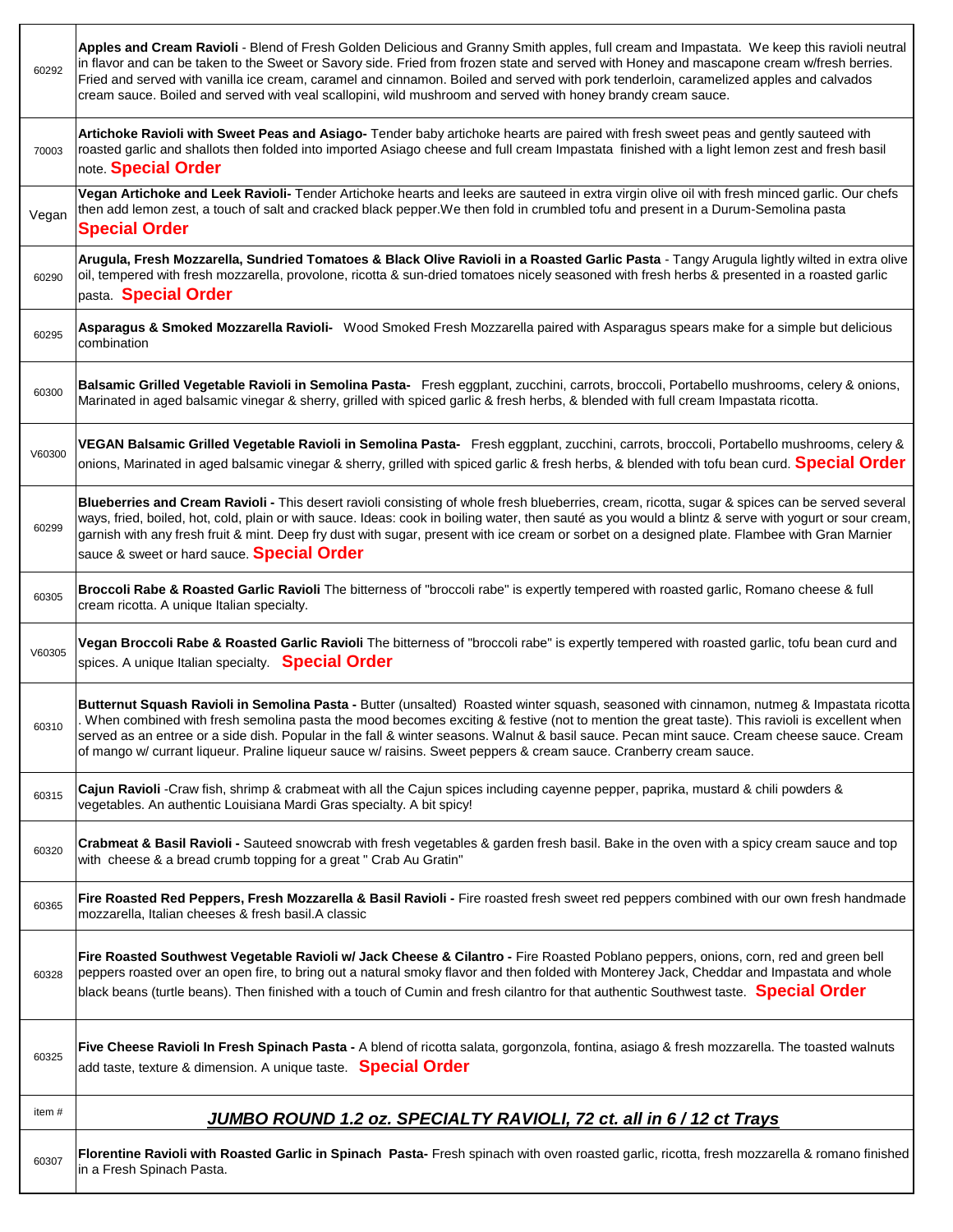| | |
|---|---|
| 60292 | **Apples and Cream Ravioli** - Blend of Fresh Golden Delicious and Granny Smith apples, full cream and Impastata. We keep this ravioli neutral in flavor and can be taken to the Sweet or Savory side. Fried from frozen state and served with Honey and mascapone cream w/fresh berries. Fried and served with vanilla ice cream, caramel and cinnamon. Boiled and served with pork tenderloin, caramelized apples and calvados cream sauce. Boiled and served with veal scallopini, wild mushroom and served with honey brandy cream sauce. |
| 70003 | **Artichoke Ravioli with Sweet Peas and Asiago-** Tender baby artichoke hearts are paired with fresh sweet peas and gently sauteed with roasted garlic and shallots then folded into imported Asiago cheese and full cream Impastata finished with a light lemon zest and fresh basil note. **Special Order** |
| Vegan | **Vegan Artichoke and Leek Ravioli-** Tender Artichoke hearts and leeks are sauteed in extra virgin olive oil with fresh minced garlic. Our chefs then add lemon zest, a touch of salt and cracked black pepper.We then fold in crumbled tofu and present in a Durum-Semolina pasta **Special Order** |
| 60290 | **Arugula, Fresh Mozzarella, Sundried Tomatoes & Black Olive Ravioli in a Roasted Garlic Pasta** - Tangy Arugula lightly wilted in extra olive oil, tempered with fresh mozzarella, provolone, ricotta & sun-dried tomatoes nicely seasoned with fresh herbs & presented in a roasted garlic pasta. **Special Order** |
| 60295 | **Asparagus & Smoked Mozzarella Ravioli-** Wood Smoked Fresh Mozzarella paired with Asparagus spears make for a simple but delicious combination |
| 60300 | **Balsamic Grilled Vegetable Ravioli in Semolina Pasta-** Fresh eggplant, zucchini, carrots, broccoli, Portabello mushrooms, celery & onions, Marinated in aged balsamic vinegar & sherry, grilled with spiced garlic & fresh herbs, & blended with full cream Impastata ricotta. |
| V60300 | **VEGAN Balsamic Grilled Vegetable Ravioli in Semolina Pasta-** Fresh eggplant, zucchini, carrots, broccoli, Portabello mushrooms, celery & onions, Marinated in aged balsamic vinegar & sherry, grilled with spiced garlic & fresh herbs, & blended with tofu bean curd. **Special Order** |
| 60299 | **Blueberries and Cream Ravioli -** This desert ravioli consisting of whole fresh blueberries, cream, ricotta, sugar & spices can be served several ways, fried, boiled, hot, cold, plain or with sauce. Ideas: cook in boiling water, then sauté as you would a blintz & serve with yogurt or sour cream, garnish with any fresh fruit & mint. Deep fry dust with sugar, present with ice cream or sorbet on a designed plate. Flambee with Gran Marnier sauce & sweet or hard sauce. **Special Order** |
| 60305 | **Broccoli Rabe & Roasted Garlic Ravioli** The bitterness of "broccoli rabe" is expertly tempered with roasted garlic, Romano cheese & full cream ricotta. A unique Italian specialty. |
| V60305 | **Vegan Broccoli Rabe & Roasted Garlic Ravioli** The bitterness of "broccoli rabe" is expertly tempered with roasted garlic, tofu bean curd and spices. A unique Italian specialty. **Special Order** |
| 60310 | **Butternut Squash Ravioli in Semolina Pasta -** Butter (unsalted) Roasted winter squash, seasoned with cinnamon, nutmeg & Impastata ricotta . When combined with fresh semolina pasta the mood becomes exciting & festive (not to mention the great taste). This ravioli is excellent when served as an entree or a side dish. Popular in the fall & winter seasons. Walnut & basil sauce. Pecan mint sauce. Cream cheese sauce. Cream of mango w/ currant liqueur. Praline liqueur sauce w/ raisins. Sweet peppers & cream sauce. Cranberry cream sauce. |
| 60315 | **Cajun Ravioli** -Craw fish, shrimp & crabmeat with all the Cajun spices including cayenne pepper, paprika, mustard & chili powders & vegetables. An authentic Louisiana Mardi Gras specialty. A bit spicy! |
| 60320 | **Crabmeat & Basil Ravioli -** Sauteed snowcrab with fresh vegetables & garden fresh basil. Bake in the oven with a spicy cream sauce and top with cheese & a bread crumb topping for a great " Crab Au Gratin" |
| 60365 | **Fire Roasted Red Peppers, Fresh Mozzarella & Basil Ravioli -** Fire roasted fresh sweet red peppers combined with our own fresh handmade mozzarella, Italian cheeses & fresh basil.A classic |
| 60328 | **Fire Roasted Southwest Vegetable Ravioli w/ Jack Cheese & Cilantro -** Fire Roasted Poblano peppers, onions, corn, red and green bell peppers roasted over an open fire, to bring out a natural smoky flavor and then folded with Monterey Jack, Cheddar and Impastata and whole black beans (turtle beans). Then finished with a touch of Cumin and fresh cilantro for that authentic Southwest taste. **Special Order** |
| 60325 | **Five Cheese Ravioli In Fresh Spinach Pasta -** A blend of ricotta salata, gorgonzola, fontina, asiago & fresh mozzarella. The toasted walnuts add taste, texture & dimension. A unique taste. **Special Order** |
| item # | ***JUMBO ROUND 1.2 oz. SPECIALTY RAVIOLI, 72 ct. all in 6 / 12 ct Trays*** |
| 60307 | **Florentine Ravioli with Roasted Garlic in Spinach Pasta-** Fresh spinach with oven roasted garlic, ricotta, fresh mozzarella & romano finished in a Fresh Spinach Pasta. |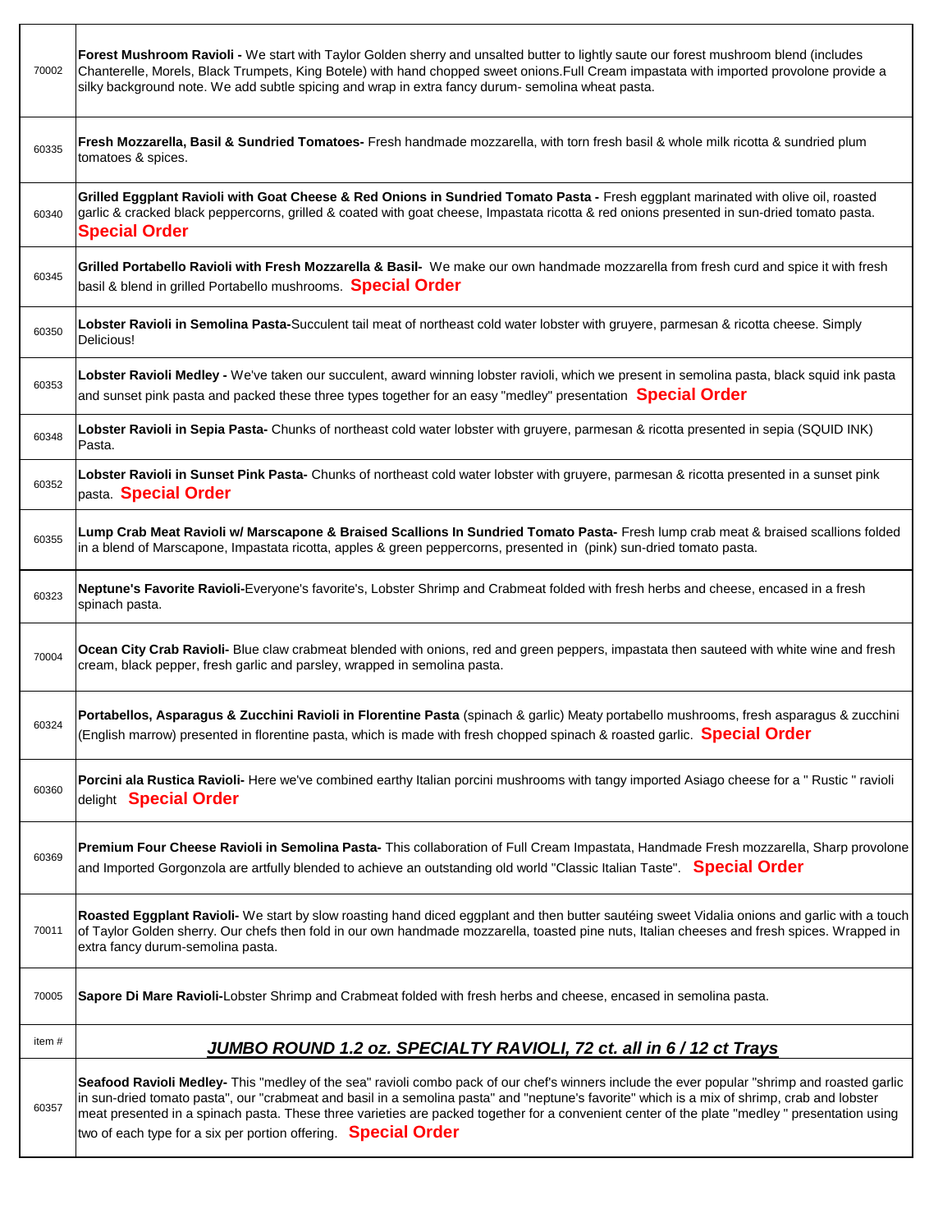| | |
|---|---|
| 70002 | **Forest Mushroom Ravioli -** We start with Taylor Golden sherry and unsalted butter to lightly saute our forest mushroom blend (includes Chanterelle, Morels, Black Trumpets, King Botele) with hand chopped sweet onions.Full Cream impastata with imported provolone provide a silky background note. We add subtle spicing and wrap in extra fancy durum- semolina wheat pasta. |
| 60335 | **Fresh Mozzarella, Basil & Sundried Tomatoes-** Fresh handmade mozzarella, with torn fresh basil & whole milk ricotta & sundried plum tomatoes & spices. |
| 60340 | **Grilled Eggplant Ravioli with Goat Cheese & Red Onions in Sundried Tomato Pasta -** Fresh eggplant marinated with olive oil, roasted garlic & cracked black peppercorns, grilled & coated with goat cheese, Impastata ricotta & red onions presented in sun-dried tomato pasta. **Special Order** |
| 60345 | **Grilled Portabello Ravioli with Fresh Mozzarella & Basil-** We make our own handmade mozzarella from fresh curd and spice it with fresh basil & blend in grilled Portabello mushrooms. **Special Order** |
| 60350 | **Lobster Ravioli in Semolina Pasta-**Succulent tail meat of northeast cold water lobster with gruyere, parmesan & ricotta cheese. Simply Delicious! |
| 60353 | **Lobster Ravioli Medley -** We've taken our succulent, award winning lobster ravioli, which we present in semolina pasta, black squid ink pasta and sunset pink pasta and packed these three types together for an easy "medley" presentation **Special Order** |
| 60348 | **Lobster Ravioli in Sepia Pasta-** Chunks of northeast cold water lobster with gruyere, parmesan & ricotta presented in sepia (SQUID INK) Pasta. |
| 60352 | **Lobster Ravioli in Sunset Pink Pasta-** Chunks of northeast cold water lobster with gruyere, parmesan & ricotta presented in a sunset pink pasta. **Special Order** |
| 60355 | **Lump Crab Meat Ravioli w/ Marscapone & Braised Scallions In Sundried Tomato Pasta-** Fresh lump crab meat & braised scallions folded in a blend of Marscapone, Impastata ricotta, apples & green peppercorns, presented in (pink) sun-dried tomato pasta. |
| 60323 | **Neptune's Favorite Ravioli-**Everyone's favorite's, Lobster Shrimp and Crabmeat folded with fresh herbs and cheese, encased in a fresh spinach pasta. |
| 70004 | **Ocean City Crab Ravioli-** Blue claw crabmeat blended with onions, red and green peppers, impastata then sauteed with white wine and fresh cream, black pepper, fresh garlic and parsley, wrapped in semolina pasta. |
| 60324 | **Portabellos, Asparagus & Zucchini Ravioli in Florentine Pasta** (spinach & garlic) Meaty portabello mushrooms, fresh asparagus & zucchini (English marrow) presented in florentine pasta, which is made with fresh chopped spinach & roasted garlic. **Special Order** |
| 60360 | **Porcini ala Rustica Ravioli-** Here we've combined earthy Italian porcini mushrooms with tangy imported Asiago cheese for a " Rustic " ravioli delight **Special Order** |
| 60369 | **Premium Four Cheese Ravioli in Semolina Pasta-** This collaboration of Full Cream Impastata, Handmade Fresh mozzarella, Sharp provolone and Imported Gorgonzola are artfully blended to achieve an outstanding old world "Classic Italian Taste". **Special Order** |
| 70011 | **Roasted Eggplant Ravioli-** We start by slow roasting hand diced eggplant and then butter sautéing sweet Vidalia onions and garlic with a touch of Taylor Golden sherry. Our chefs then fold in our own handmade mozzarella, toasted pine nuts, Italian cheeses and fresh spices. Wrapped in extra fancy durum-semolina pasta. |
| 70005 | **Sapore Di Mare Ravioli-**Lobster Shrimp and Crabmeat folded with fresh herbs and cheese, encased in semolina pasta. |
| item # | ***JUMBO ROUND 1.2 oz. SPECIALTY RAVIOLI, 72 ct. all in 6 / 12 ct Trays*** |
| 60357 | **Seafood Ravioli Medley-** This "medley of the sea" ravioli combo pack of our chef's winners include the ever popular "shrimp and roasted garlic in sun-dried tomato pasta", our "crabmeat and basil in a semolina pasta" and "neptune's favorite" which is a mix of shrimp, crab and lobster meat presented in a spinach pasta. These three varieties are packed together for a convenient center of the plate "medley " presentation using two of each type for a six per portion offering. **Special Order** |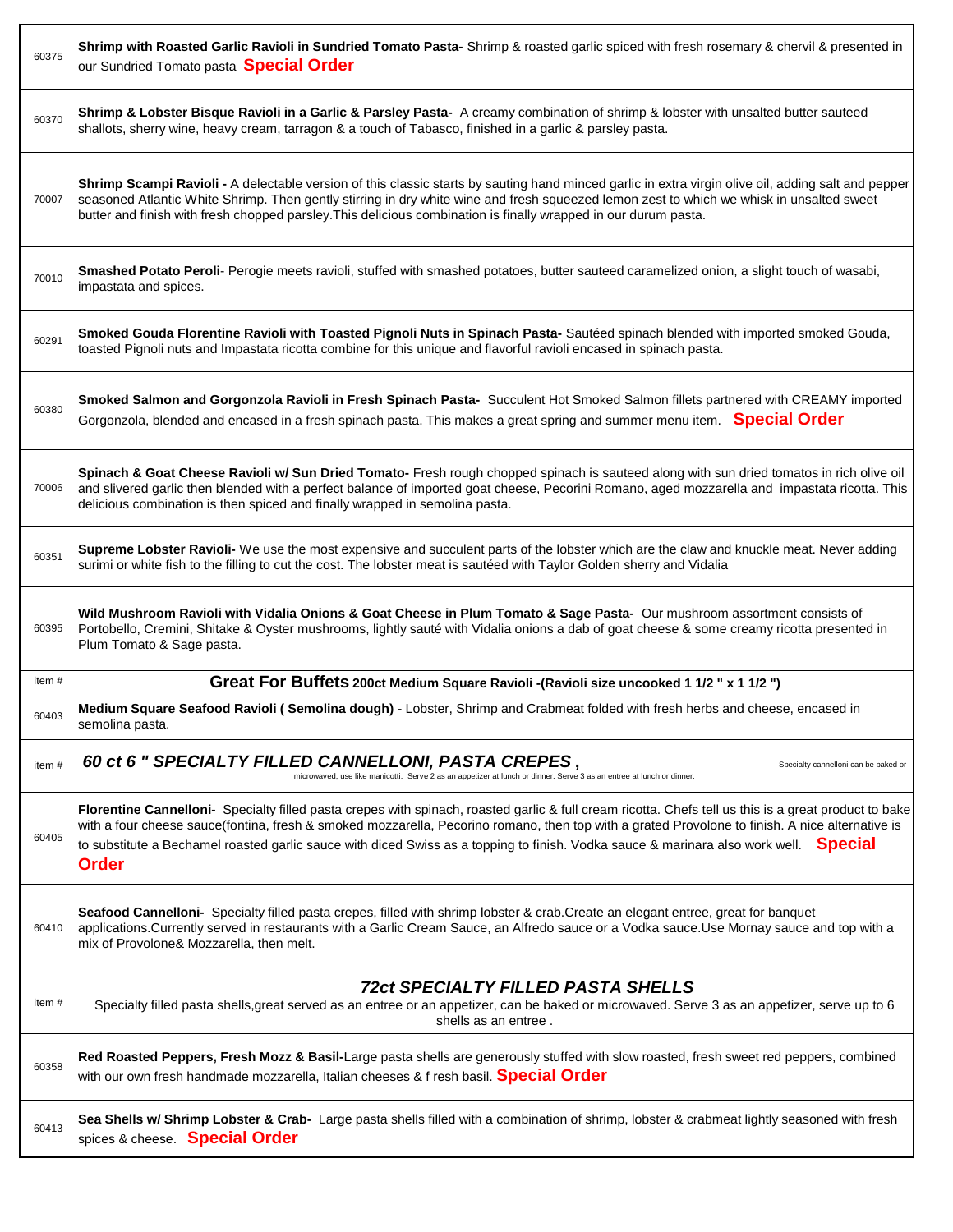| | |
|---|---|
| 60375 | **Shrimp with Roasted Garlic Ravioli in Sundried Tomato Pasta-** Shrimp & roasted garlic spiced with fresh rosemary & chervil & presented in our Sundried Tomato pasta **Special Order** |
| 60370 | **Shrimp & Lobster Bisque Ravioli in a Garlic & Parsley Pasta-** A creamy combination of shrimp & lobster with unsalted butter sauteed shallots, sherry wine, heavy cream, tarragon & a touch of Tabasco, finished in a garlic & parsley pasta. |
| 70007 | **Shrimp Scampi Ravioli -** A delectable version of this classic starts by sauting hand minced garlic in extra virgin olive oil, adding salt and pepper seasoned Atlantic White Shrimp. Then gently stirring in dry white wine and fresh squeezed lemon zest to which we whisk in unsalted sweet butter and finish with fresh chopped parsley.This delicious combination is finally wrapped in our durum pasta. |
| 70010 | **Smashed Potato Peroli**- Perogie meets ravioli, stuffed with smashed potatoes, butter sauteed caramelized onion, a slight touch of wasabi, impastata and spices. |
| 60291 | **Smoked Gouda Florentine Ravioli with Toasted Pignoli Nuts in Spinach Pasta-** Sautéed spinach blended with imported smoked Gouda, toasted Pignoli nuts and Impastata ricotta combine for this unique and flavorful ravioli encased in spinach pasta. |
| 60380 | **Smoked Salmon and Gorgonzola Ravioli in Fresh Spinach Pasta-** Succulent Hot Smoked Salmon fillets partnered with CREAMY imported Gorgonzola, blended and encased in a fresh spinach pasta. This makes a great spring and summer menu item. **Special Order** |
| 70006 | **Spinach & Goat Cheese Ravioli w/ Sun Dried Tomato-** Fresh rough chopped spinach is sauteed along with sun dried tomatos in rich olive oil and slivered garlic then blended with a perfect balance of imported goat cheese, Pecorini Romano, aged mozzarella and impastata ricotta. This delicious combination is then spiced and finally wrapped in semolina pasta. |
| 60351 | **Supreme Lobster Ravioli-** We use the most expensive and succulent parts of the lobster which are the claw and knuckle meat. Never adding surimi or white fish to the filling to cut the cost. The lobster meat is sautéed with Taylor Golden sherry and Vidalia |
| 60395 | **Wild Mushroom Ravioli with Vidalia Onions & Goat Cheese in Plum Tomato & Sage Pasta-** Our mushroom assortment consists of Portobello, Cremini, Shitake & Oyster mushrooms, lightly sauté with Vidalia onions a dab of goat cheese & some creamy ricotta presented in Plum Tomato & Sage pasta. |
| item # | **Great For Buffets 200ct Medium Square Ravioli -(Ravioli size uncooked 1 1/2 " x 1 1/2 ")** |
| 60403 | **Medium Square Seafood Ravioli ( Semolina dough)** - Lobster, Shrimp and Crabmeat folded with fresh herbs and cheese, encased in semolina pasta. |
| item # | ***60 ct 6 " SPECIALTY FILLED CANNELLONI, PASTA CREPES ,*** Specialty cannelloni can be baked or microwaved, use like manicotti. Serve 2 as an appetizer at lunch or dinner. Serve 3 as an entree at lunch or dinner. |
| 60405 | **Florentine Cannelloni-** Specialty filled pasta crepes with spinach, roasted garlic & full cream ricotta. Chefs tell us this is a great product to bake with a four cheese sauce(fontina, fresh & smoked mozzarella, Pecorino romano, then top with a grated Provolone to finish. A nice alternative is to substitute a Bechamel roasted garlic sauce with diced Swiss as a topping to finish. Vodka sauce & marinara also work well. **Special Order** |
| 60410 | **Seafood Cannelloni-** Specialty filled pasta crepes, filled with shrimp lobster & crab.Create an elegant entree, great for banquet applications.Currently served in restaurants with a Garlic Cream Sauce, an Alfredo sauce or a Vodka sauce.Use Mornay sauce and top with a mix of Provolone& Mozzarella, then melt. |
| item # | ***72ct SPECIALTY FILLED PASTA SHELLS*** Specialty filled pasta shells,great served as an entree or an appetizer, can be baked or microwaved. Serve 3 as an appetizer, serve up to 6 shells as an entree . |
| 60358 | **Red Roasted Peppers, Fresh Mozz & Basil-**Large pasta shells are generously stuffed with slow roasted, fresh sweet red peppers, combined with our own fresh handmade mozzarella, Italian cheeses & f resh basil. **Special Order** |
| 60413 | **Sea Shells w/ Shrimp Lobster & Crab-** Large pasta shells filled with a combination of shrimp, lobster & crabmeat lightly seasoned with fresh spices & cheese. **Special Order** |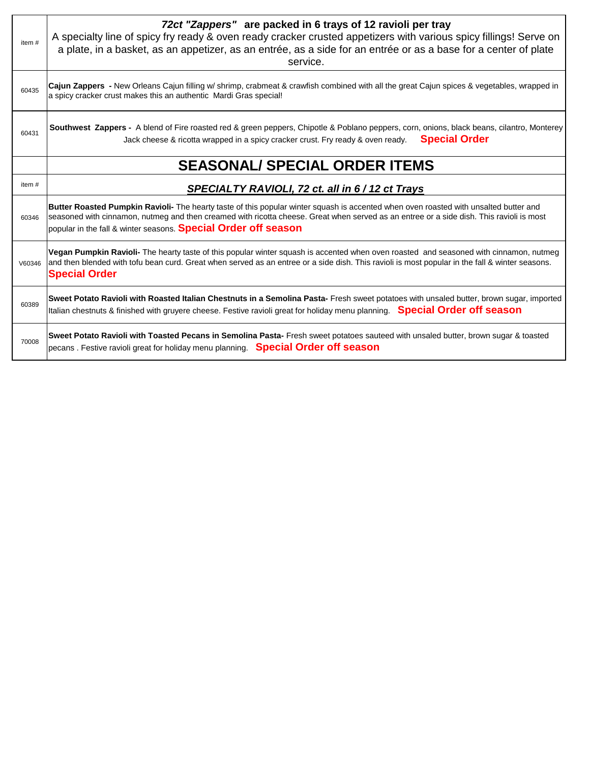| item # | ***72ct "Zappers"* are packed in 6 trays of 12 ravioli per tray** A specialty line of spicy fry ready & oven ready cracker crusted appetizers with various spicy fillings! Serve on a plate, in a basket, as an appetizer, as an entrée, as a side for an entrée or as a base for a center of plate service. |
|---|---|
| 60435 | **Cajun Zappers -** New Orleans Cajun filling w/ shrimp, crabmeat & crawfish combined with all the great Cajun spices & vegetables, wrapped in a spicy cracker crust makes this an authentic Mardi Gras special! |
| 60431 | **Southwest Zappers -** A blend of Fire roasted red & green peppers, Chipotle & Poblano peppers, corn, onions, black beans, cilantro, Monterey Jack cheese & ricotta wrapped in a spicy cracker crust. Fry ready & oven ready. **Special Order** |
| | **SEASONAL/ SPECIAL ORDER ITEMS** |
| item # | ***SPECIALTY RAVIOLI, 72 ct. all in 6 / 12 ct Trays*** |
| 60346 | **Butter Roasted Pumpkin Ravioli-** The hearty taste of this popular winter squash is accented when oven roasted with unsalted butter and seasoned with cinnamon, nutmeg and then creamed with ricotta cheese. Great when served as an entree or a side dish. This ravioli is most popular in the fall & winter seasons. **Special Order off season** |
| V60346 | **Vegan Pumpkin Ravioli-** The hearty taste of this popular winter squash is accented when oven roasted and seasoned with cinnamon, nutmeg and then blended with tofu bean curd. Great when served as an entree or a side dish. This ravioli is most popular in the fall & winter seasons. **Special Order** |
| 60389 | **Sweet Potato Ravioli with Roasted Italian Chestnuts in a Semolina Pasta-** Fresh sweet potatoes with unsaled butter, brown sugar, imported Italian chestnuts & finished with gruyere cheese. Festive ravioli great for holiday menu planning. **Special Order off season** |
| 70008 | **Sweet Potato Ravioli with Toasted Pecans in Semolina Pasta-** Fresh sweet potatoes sauteed with unsaled butter, brown sugar & toasted pecans . Festive ravioli great for holiday menu planning. **Special Order off season** |